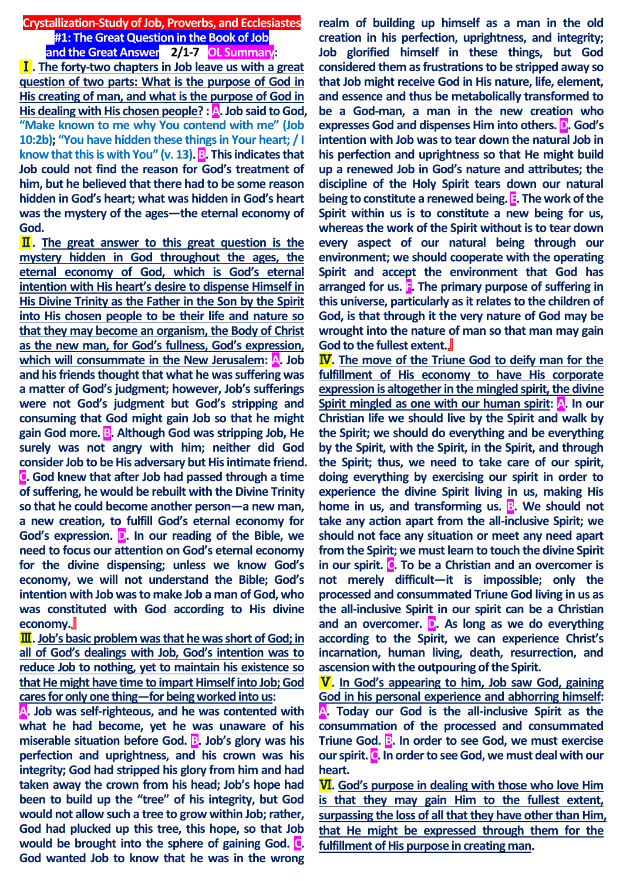# Crystallization-Study of Job, Proverbs, and Ecclesiastes
## #1: The Great Question in the Book of Job and the Great Answer　2/1-7　OL Summary:

**Ⅰ. The forty-two chapters in Job leave us with a great question of two parts: What is the purpose of God in His creating of man, and what is the purpose of God in His dealing with His chosen people? : A. Job said to God, "Make known to me why You contend with me" (Job 10:2b); "You have hidden these things in Your heart; / I know that this is with You" (v. 13). B. This indicates that Job could not find the reason for God's treatment of him, but he believed that there had to be some reason hidden in God's heart; what was hidden in God's heart was the mystery of the ages—the eternal economy of God.**

**Ⅱ. The great answer to this great question is the mystery hidden in God throughout the ages, the eternal economy of God, which is God's eternal intention with His heart's desire to dispense Himself in His Divine Trinity as the Father in the Son by the Spirit into His chosen people to be their life and nature so that they may become an organism, the Body of Christ as the new man, for God's fullness, God's expression, which will consummate in the New Jerusalem: A. Job and his friends thought that what he was suffering was a matter of God's judgment; however, Job's sufferings were not God's judgment but God's stripping and consuming that God might gain Job so that he might gain God more. B. Although God was stripping Job, He surely was not angry with him; neither did God consider Job to be His adversary but His intimate friend. C. God knew that after Job had passed through a time of suffering, he would be rebuilt with the Divine Trinity so that he could become another person—a new man, a new creation, to fulfill God's eternal economy for God's expression. D. In our reading of the Bible, we need to focus our attention on God's eternal economy for the divine dispensing; unless we know God's economy, we will not understand the Bible; God's intention with Job was to make Job a man of God, who was constituted with God according to His divine economy.』**

**Ⅲ. Job's basic problem was that he was short of God; in all of God's dealings with Job, God's intention was to reduce Job to nothing, yet to maintain his existence so that He might have time to impart Himself into Job; God cares for only one thing—for being worked into us: A. Job was self-righteous, and he was contented with what he had become, yet he was unaware of his miserable situation before God. B. Job's glory was his perfection and uprightness, and his crown was his integrity; God had stripped his glory from him and had taken away the crown from his head; Job's hope had been to build up the "tree" of his integrity, but God would not allow such a tree to grow within Job; rather, God had plucked up this tree, this hope, so that Job would be brought into the sphere of gaining God. C. God wanted Job to know that he was in the wrong realm of building up himself as a man in the old creation in his perfection, uprightness, and integrity; Job glorified himself in these things, but God considered them as frustrations to be stripped away so that Job might receive God in His nature, life, element, and essence and thus be metabolically transformed to be a God-man, a man in the new creation who expresses God and dispenses Him into others. D. God's intention with Job was to tear down the natural Job in his perfection and uprightness so that He might build up a renewed Job in God's nature and attributes; the discipline of the Holy Spirit tears down our natural being to constitute a renewed being. E. The work of the Spirit within us is to constitute a new being for us, whereas the work of the Spirit without is to tear down every aspect of our natural being through our environment; we should cooperate with the operating Spirit and accept the environment that God has arranged for us. F. The primary purpose of suffering in this universe, particularly as it relates to the children of God, is that through it the very nature of God may be wrought into the nature of man so that man may gain God to the fullest extent.』**

**Ⅳ. The move of the Triune God to deify man for the fulfillment of His economy to have His corporate expression is altogether in the mingled spirit, the divine Spirit mingled as one with our human spirit: A. In our Christian life we should live by the Spirit and walk by the Spirit; we should do everything and be everything by the Spirit, with the Spirit, in the Spirit, and through the Spirit; thus, we need to take care of our spirit, doing everything by exercising our spirit in order to experience the divine Spirit living in us, making His home in us, and transforming us. B. We should not take any action apart from the all-inclusive Spirit; we should not face any situation or meet any need apart from the Spirit; we must learn to touch the divine Spirit in our spirit. C. To be a Christian and an overcomer is not merely difficult—it is impossible; only the processed and consummated Triune God living in us as the all-inclusive Spirit in our spirit can be a Christian and an overcomer. D. As long as we do everything according to the Spirit, we can experience Christ's incarnation, human living, death, resurrection, and ascension with the outpouring of the Spirit.**

**Ⅴ. In God's appearing to him, Job saw God, gaining God in his personal experience and abhorring himself: A. Today our God is the all-inclusive Spirit as the consummation of the processed and consummated Triune God. B. In order to see God, we must exercise our spirit. C. In order to see God, we must deal with our heart.**

**Ⅵ. God's purpose in dealing with those who love Him is that they may gain Him to the fullest extent, surpassing the loss of all that they have other than Him, that He might be expressed through them for the fulfillment of His purpose in creating man.**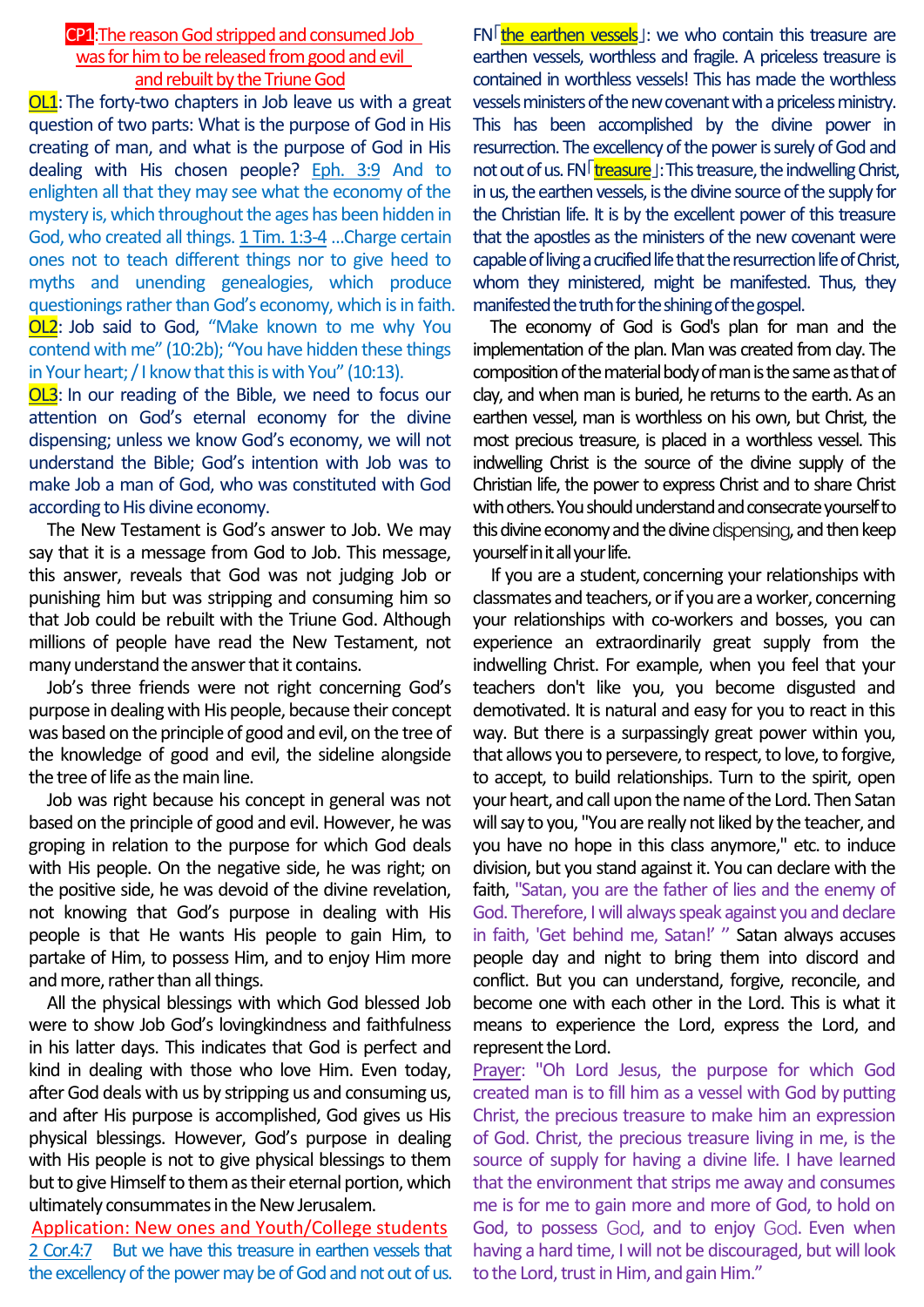## CP1: The reason God stripped and consumed Job was for him to be released from good and evil and rebuilt by the Triune God

**OL1**: The forty-two chapters in Job leave us with a great question of two parts: What is the purpose of God in His creating of man, and what is the purpose of God in His dealing with His chosen people? Eph. 3:9 And to enlighten all that they may see what the economy of the mystery is, which throughout the ages has been hidden in God, who created all things. 1 Tim. 1:3-4 …Charge certain ones not to teach different things nor to give heed to myths and unending genealogies, which produce questionings rather than God's economy, which is in faith.

**OL2**: Job said to God, "Make known to me why You contend with me" (10:2b); "You have hidden these things in Your heart; / I know that this is with You" (10:13).

**OL3**: In our reading of the Bible, we need to focus our attention on God's eternal economy for the divine dispensing; unless we know God's economy, we will not understand the Bible; God's intention with Job was to make Job a man of God, who was constituted with God according to His divine economy.

The New Testament is God's answer to Job. We may say that it is a message from God to Job. This message, this answer, reveals that God was not judging Job or punishing him but was stripping and consuming him so that Job could be rebuilt with the Triune God. Although millions of people have read the New Testament, not many understand the answer that it contains.

Job's three friends were not right concerning God's purpose in dealing with His people, because their concept was based on the principle of good and evil, on the tree of the knowledge of good and evil, the sideline alongside the tree of life as the main line.

Job was right because his concept in general was not based on the principle of good and evil. However, he was groping in relation to the purpose for which God deals with His people. On the negative side, he was right; on the positive side, he was devoid of the divine revelation, not knowing that God's purpose in dealing with His people is that He wants His people to gain Him, to partake of Him, to possess Him, and to enjoy Him more and more, rather than all things.

All the physical blessings with which God blessed Job were to show Job God's lovingkindness and faithfulness in his latter days. This indicates that God is perfect and kind in dealing with those who love Him. Even today, after God deals with us by stripping us and consuming us, and after His purpose is accomplished, God gives us His physical blessings. However, God's purpose in dealing with His people is not to give physical blessings to them but to give Himself to them as their eternal portion, which ultimately consummates in the New Jerusalem.

**Application: New ones and Youth/College students**

2 Cor.4:7 But we have this treasure in earthen vessels that the excellency of the power may be of God and not out of us. FN「the earthen vessels」: we who contain this treasure are earthen vessels, worthless and fragile. A priceless treasure is contained in worthless vessels! This has made the worthless vessels ministers of the new covenant with a priceless ministry. This has been accomplished by the divine power in resurrection. The excellency of the power is surely of God and not out of us. FN「treasure」: This treasure, the indwelling Christ, in us, the earthen vessels, is the divine source of the supply for the Christian life. It is by the excellent power of this treasure that the apostles as the ministers of the new covenant were capable of living a crucified life that the resurrection life of Christ, whom they ministered, might be manifested. Thus, they manifested the truth for the shining of the gospel.

The economy of God is God's plan for man and the implementation of the plan. Man was created from clay. The composition of the material body of man is the same as that of clay, and when man is buried, he returns to the earth. As an earthen vessel, man is worthless on his own, but Christ, the most precious treasure, is placed in a worthless vessel. This indwelling Christ is the source of the divine supply of the Christian life, the power to express Christ and to share Christ with others. You should understand and consecrate yourself to this divine economy and the divine dispensing, and then keep yourself in it all your life.

If you are a student, concerning your relationships with classmates and teachers, or if you are a worker, concerning your relationships with co-workers and bosses, you can experience an extraordinarily great supply from the indwelling Christ. For example, when you feel that your teachers don't like you, you become disgusted and demotivated. It is natural and easy for you to react in this way. But there is a surpassingly great power within you, that allows you to persevere, to respect, to love, to forgive, to accept, to build relationships. Turn to the spirit, open your heart, and call upon the name of the Lord. Then Satan will say to you, "You are really not liked by the teacher, and you have no hope in this class anymore," etc. to induce division, but you stand against it. You can declare with the faith, "Satan, you are the father of lies and the enemy of God. Therefore, I will always speak against you and declare in faith, 'Get behind me, Satan!' " Satan always accuses people day and night to bring them into discord and conflict. But you can understand, forgive, reconcile, and become one with each other in the Lord. This is what it means to experience the Lord, express the Lord, and represent the Lord.

Prayer: "Oh Lord Jesus, the purpose for which God created man is to fill him as a vessel with God by putting Christ, the precious treasure to make him an expression of God. Christ, the precious treasure living in me, is the source of supply for having a divine life. I have learned that the environment that strips me away and consumes me is for me to gain more and more of God, to hold on God, to possess God, and to enjoy God. Even when having a hard time, I will not be discouraged, but will look to the Lord, trust in Him, and gain Him."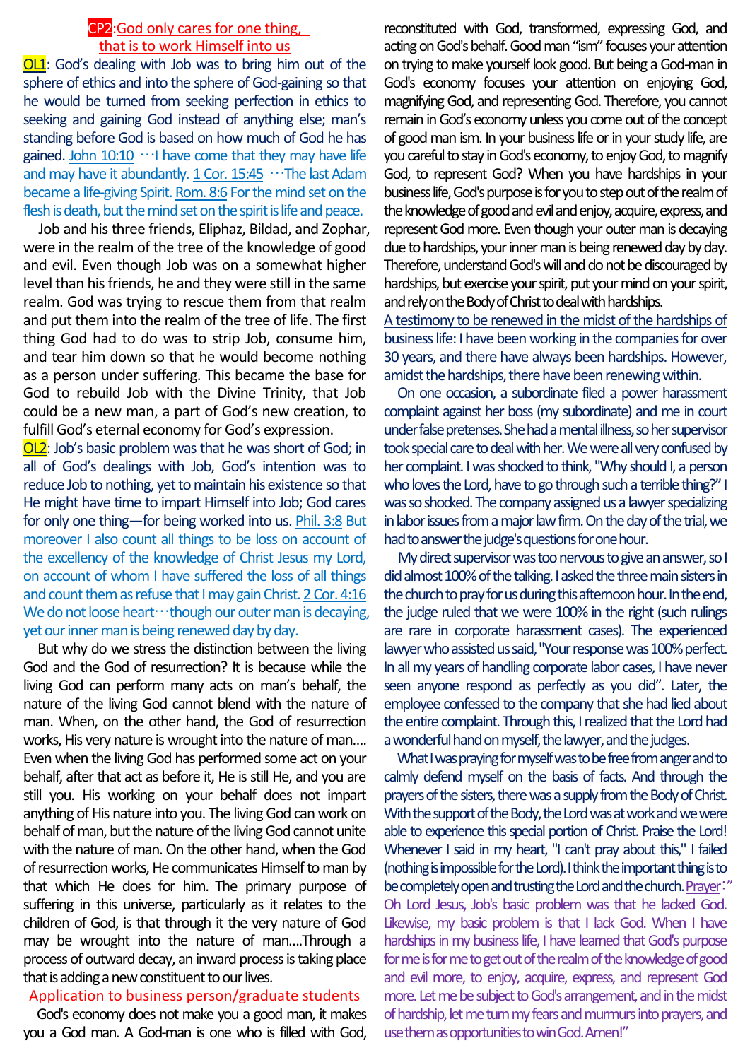## CP2: God only cares for one thing, that is to work Himself into us

**OL1**: God's dealing with Job was to bring him out of the sphere of ethics and into the sphere of God-gaining so that he would be turned from seeking perfection in ethics to seeking and gaining God instead of anything else; man's standing before God is based on how much of God he has gained. John 10:10 …I have come that they may have life and may have it abundantly. 1 Cor. 15:45 …The last Adam became a life-giving Spirit. Rom. 8:6 For the mind set on the flesh is death, but the mind set on the spirit is life and peace.

Job and his three friends, Eliphaz, Bildad, and Zophar, were in the realm of the tree of the knowledge of good and evil. Even though Job was on a somewhat higher level than his friends, he and they were still in the same realm. God was trying to rescue them from that realm and put them into the realm of the tree of life. The first thing God had to do was to strip Job, consume him, and tear him down so that he would become nothing as a person under suffering. This became the base for God to rebuild Job with the Divine Trinity, that Job could be a new man, a part of God's new creation, to fulfill God's eternal economy for God's expression.

**OL2**: Job's basic problem was that he was short of God; in all of God's dealings with Job, God's intention was to reduce Job to nothing, yet to maintain his existence so that He might have time to impart Himself into Job; God cares for only one thing—for being worked into us. Phil. 3:8 But moreover I also count all things to be loss on account of the excellency of the knowledge of Christ Jesus my Lord, on account of whom I have suffered the loss of all things and count them as refuse that I may gain Christ. 2 Cor. 4:16 We do not loose heart…though our outer man is decaying, yet our inner man is being renewed day by day.

But why do we stress the distinction between the living God and the God of resurrection? It is because while the living God can perform many acts on man's behalf, the nature of the living God cannot blend with the nature of man. When, on the other hand, the God of resurrection works, His very nature is wrought into the nature of man.... Even when the living God has performed some act on your behalf, after that act as before it, He is still He, and you are still you. His working on your behalf does not impart anything of His nature into you. The living God can work on behalf of man, but the nature of the living God cannot unite with the nature of man. On the other hand, when the God of resurrection works, He communicates Himself to man by that which He does for him. The primary purpose of suffering in this universe, particularly as it relates to the children of God, is that through it the very nature of God may be wrought into the nature of man....Through a process of outward decay, an inward process is taking place that is adding a new constituent to our lives.

### Application to business person/graduate students

God's economy does not make you a good man, it makes you a God man. A God-man is one who is filled with God, reconstituted with God, transformed, expressing God, and acting on God's behalf. Good man "ism" focuses your attention on trying to make yourself look good. But being a God-man in God's economy focuses your attention on enjoying God, magnifying God, and representing God. Therefore, you cannot remain in God's economy unless you come out of the concept of good man ism. In your business life or in your study life, are you careful to stay in God's economy, to enjoy God, to magnify God, to represent God? When you have hardships in your business life, God's purpose is for you to step out of the realm of the knowledge of good and evil and enjoy, acquire, express, and represent God more. Even though your outer man is decaying due to hardships, your inner man is being renewed day by day. Therefore, understand God's will and do not be discouraged by hardships, but exercise your spirit, put your mind on your spirit, and rely on the Body of Christ to deal with hardships.

A testimony to be renewed in the midst of the hardships of business life: I have been working in the companies for over 30 years, and there have always been hardships. However, amidst the hardships, there have been renewing within.

On one occasion, a subordinate filed a power harassment complaint against her boss (my subordinate) and me in court under false pretenses. She had a mental illness, so her supervisor took special care to deal with her. We were all very confused by her complaint. I was shocked to think, "Why should I, a person who loves the Lord, have to go through such a terrible thing?" I was so shocked. The company assigned us a lawyer specializing in labor issues from a major law firm. On the day of the trial, we had to answer the judge's questions for one hour.

My direct supervisor was too nervous to give an answer, so I did almost 100% of the talking. I asked the three main sisters in the church to pray for us during this afternoon hour. In the end, the judge ruled that we were 100% in the right (such rulings are rare in corporate harassment cases). The experienced lawyer who assisted us said, "Your response was 100% perfect. In all my years of handling corporate labor cases, I have never seen anyone respond as perfectly as you did". Later, the employee confessed to the company that she had lied about the entire complaint. Through this, I realized that the Lord had a wonderful hand on myself, the lawyer, and the judges.

What I was praying for myself was to be free from anger and to calmly defend myself on the basis of facts. And through the prayers of the sisters, there was a supply from the Body of Christ. With the support of the Body, the Lord was at work and we were able to experience this special portion of Christ. Praise the Lord! Whenever I said in my heart, "I can't pray about this," I failed (nothing is impossible for the Lord). I think the important thing is to be completely open and trusting the Lord and the church. Prayer: "Oh Lord Jesus, Job's basic problem was that he lacked God. Likewise, my basic problem is that I lack God. When I have hardships in my business life, I have learned that God's purpose for me is for me to get out of the realm of the knowledge of good and evil more, to enjoy, acquire, express, and represent God more. Let me be subject to God's arrangement, and in the midst of hardship, let me turn my fears and murmurs into prayers, and use them as opportunities to win God. Amen!"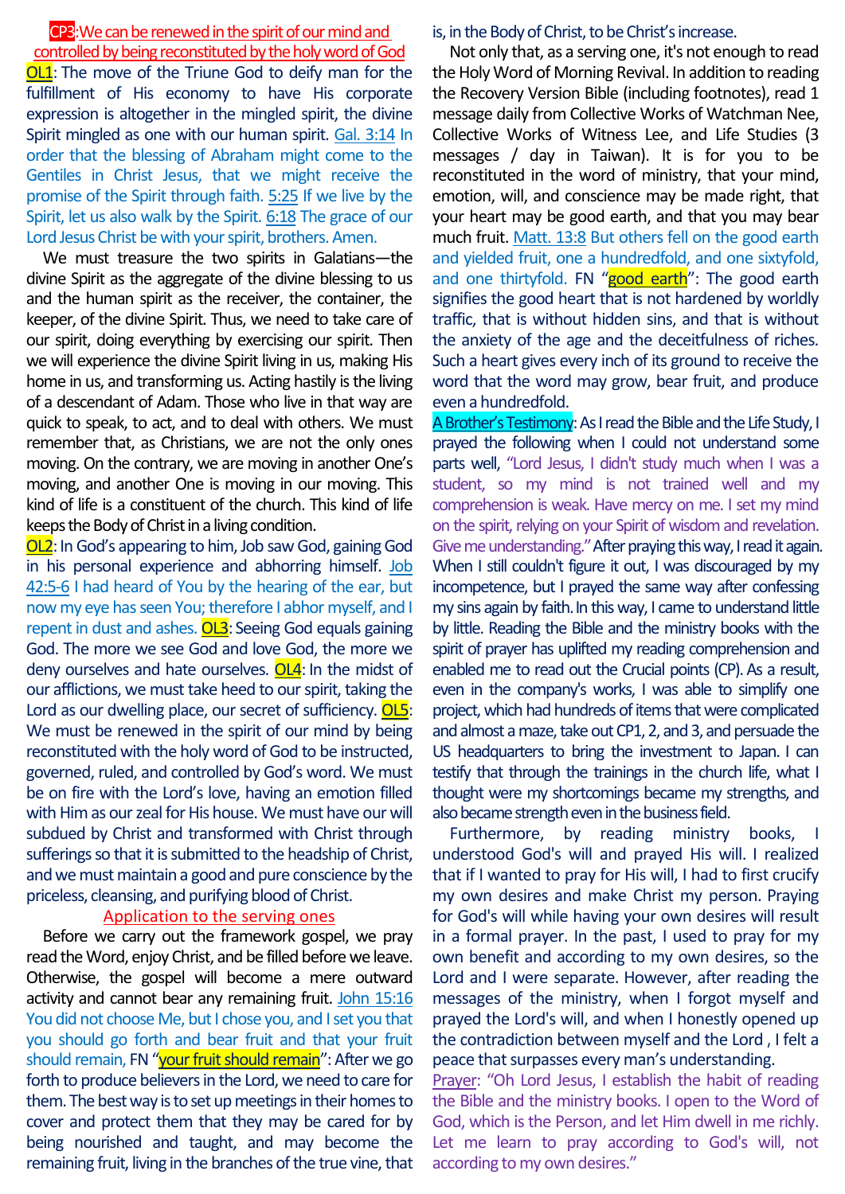## CP3: We can be renewed in the spirit of our mind and controlled by being reconstituted by the holy word of God

**OL1**: The move of the Triune God to deify man for the fulfillment of His economy to have His corporate expression is altogether in the mingled spirit, the divine Spirit mingled as one with our human spirit. Gal. 3:14 In order that the blessing of Abraham might come to the Gentiles in Christ Jesus, that we might receive the promise of the Spirit through faith. 5:25 If we live by the Spirit, let us also walk by the Spirit. 6:18 The grace of our Lord Jesus Christ be with your spirit, brothers. Amen.

We must treasure the two spirits in Galatians—the divine Spirit as the aggregate of the divine blessing to us and the human spirit as the receiver, the container, the keeper, of the divine Spirit. Thus, we need to take care of our spirit, doing everything by exercising our spirit. Then we will experience the divine Spirit living in us, making His home in us, and transforming us. Acting hastily is the living of a descendant of Adam. Those who live in that way are quick to speak, to act, and to deal with others. We must remember that, as Christians, we are not the only ones moving. On the contrary, we are moving in another One's moving, and another One is moving in our moving. This kind of life is a constituent of the church. This kind of life keeps the Body of Christ in a living condition.

**OL2**: In God's appearing to him, Job saw God, gaining God in his personal experience and abhorring himself. Job 42:5-6 I had heard of You by the hearing of the ear, but now my eye has seen You; therefore I abhor myself, and I repent in dust and ashes. **OL3**: Seeing God equals gaining God. The more we see God and love God, the more we deny ourselves and hate ourselves. **OL4**: In the midst of our afflictions, we must take heed to our spirit, taking the Lord as our dwelling place, our secret of sufficiency. **OL5**: We must be renewed in the spirit of our mind by being reconstituted with the holy word of God to be instructed, governed, ruled, and controlled by God's word. We must be on fire with the Lord's love, having an emotion filled with Him as our zeal for His house. We must have our will subdued by Christ and transformed with Christ through sufferings so that it is submitted to the headship of Christ, and we must maintain a good and pure conscience by the priceless, cleansing, and purifying blood of Christ.

### Application to the serving ones

Before we carry out the framework gospel, we pray read the Word, enjoy Christ, and be filled before we leave. Otherwise, the gospel will become a mere outward activity and cannot bear any remaining fruit. John 15:16 You did not choose Me, but I chose you, and I set you that you should go forth and bear fruit and that your fruit should remain, FN "your fruit should remain": After we go forth to produce believers in the Lord, we need to care for them. The best way is to set up meetings in their homes to cover and protect them that they may be cared for by being nourished and taught, and may become the remaining fruit, living in the branches of the true vine, that is, in the Body of Christ, to be Christ's increase.

Not only that, as a serving one, it's not enough to read the Holy Word of Morning Revival. In addition to reading the Recovery Version Bible (including footnotes), read 1 message daily from Collective Works of Watchman Nee, Collective Works of Witness Lee, and Life Studies (3 messages / day in Taiwan). It is for you to be reconstituted in the word of ministry, that your mind, emotion, will, and conscience may be made right, that your heart may be good earth, and that you may bear much fruit. Matt. 13:8 But others fell on the good earth and yielded fruit, one a hundredfold, and one sixtyfold, and one thirtyfold. FN "good earth": The good earth signifies the good heart that is not hardened by worldly traffic, that is without hidden sins, and that is without the anxiety of the age and the deceitfulness of riches. Such a heart gives every inch of its ground to receive the word that the word may grow, bear fruit, and produce even a hundredfold.

**A Brother's Testimony**: As I read the Bible and the Life Study, I prayed the following when I could not understand some parts well, "Lord Jesus, I didn't study much when I was a student, so my mind is not trained well and my comprehension is weak. Have mercy on me. I set my mind on the spirit, relying on your Spirit of wisdom and revelation. Give me understanding." After praying this way, I read it again. When I still couldn't figure it out, I was discouraged by my incompetence, but I prayed the same way after confessing my sins again by faith. In this way, I came to understand little by little. Reading the Bible and the ministry books with the spirit of prayer has uplifted my reading comprehension and enabled me to read out the Crucial points (CP). As a result, even in the company's works, I was able to simplify one project, which had hundreds of items that were complicated and almost a maze, take out CP1, 2, and 3, and persuade the US headquarters to bring the investment to Japan. I can testify that through the trainings in the church life, what I thought were my shortcomings became my strengths, and also became strength even in the business field.

Furthermore, by reading ministry books, I understood God's will and prayed His will. I realized that if I wanted to pray for His will, I had to first crucify my own desires and make Christ my person. Praying for God's will while having your own desires will result in a formal prayer. In the past, I used to pray for my own benefit and according to my own desires, so the Lord and I were separate. However, after reading the messages of the ministry, when I forgot myself and prayed the Lord's will, and when I honestly opened up the contradiction between myself and the Lord , I felt a peace that surpasses every man's understanding.

Prayer: "Oh Lord Jesus, I establish the habit of reading the Bible and the ministry books. I open to the Word of God, which is the Person, and let Him dwell in me richly. Let me learn to pray according to God's will, not according to my own desires."